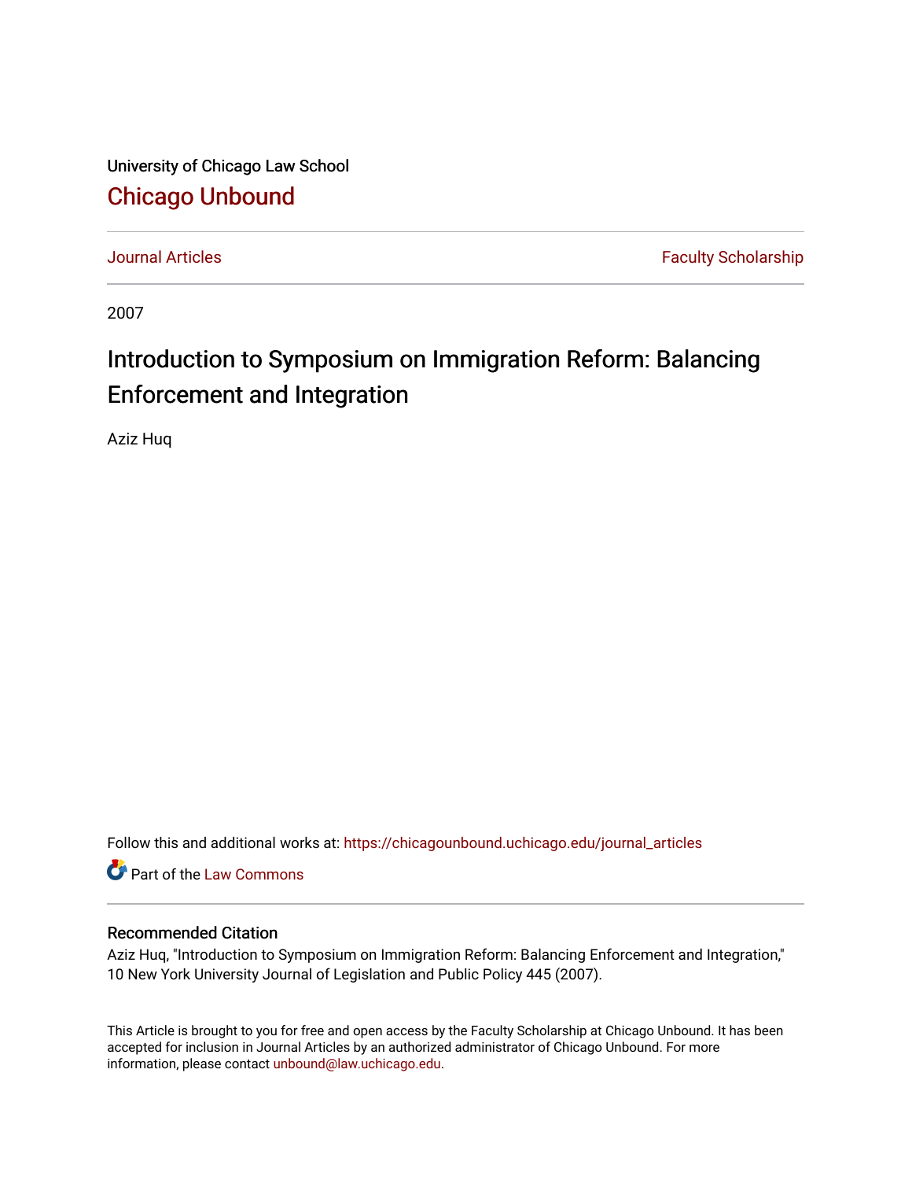University of Chicago Law School

# Chicago Unbound

Journal Articles | Faculty Scholarship

2007

## Introduction to Symposium on Immigration Reform: Balancing Enforcement and Integration

Aziz Huq

Follow this and additional works at: https://chicagounbound.uchicago.edu/journal_articles

Part of the Law Commons

### Recommended Citation

Aziz Huq, "Introduction to Symposium on Immigration Reform: Balancing Enforcement and Integration," 10 New York University Journal of Legislation and Public Policy 445 (2007).

This Article is brought to you for free and open access by the Faculty Scholarship at Chicago Unbound. It has been accepted for inclusion in Journal Articles by an authorized administrator of Chicago Unbound. For more information, please contact unbound@law.uchicago.edu.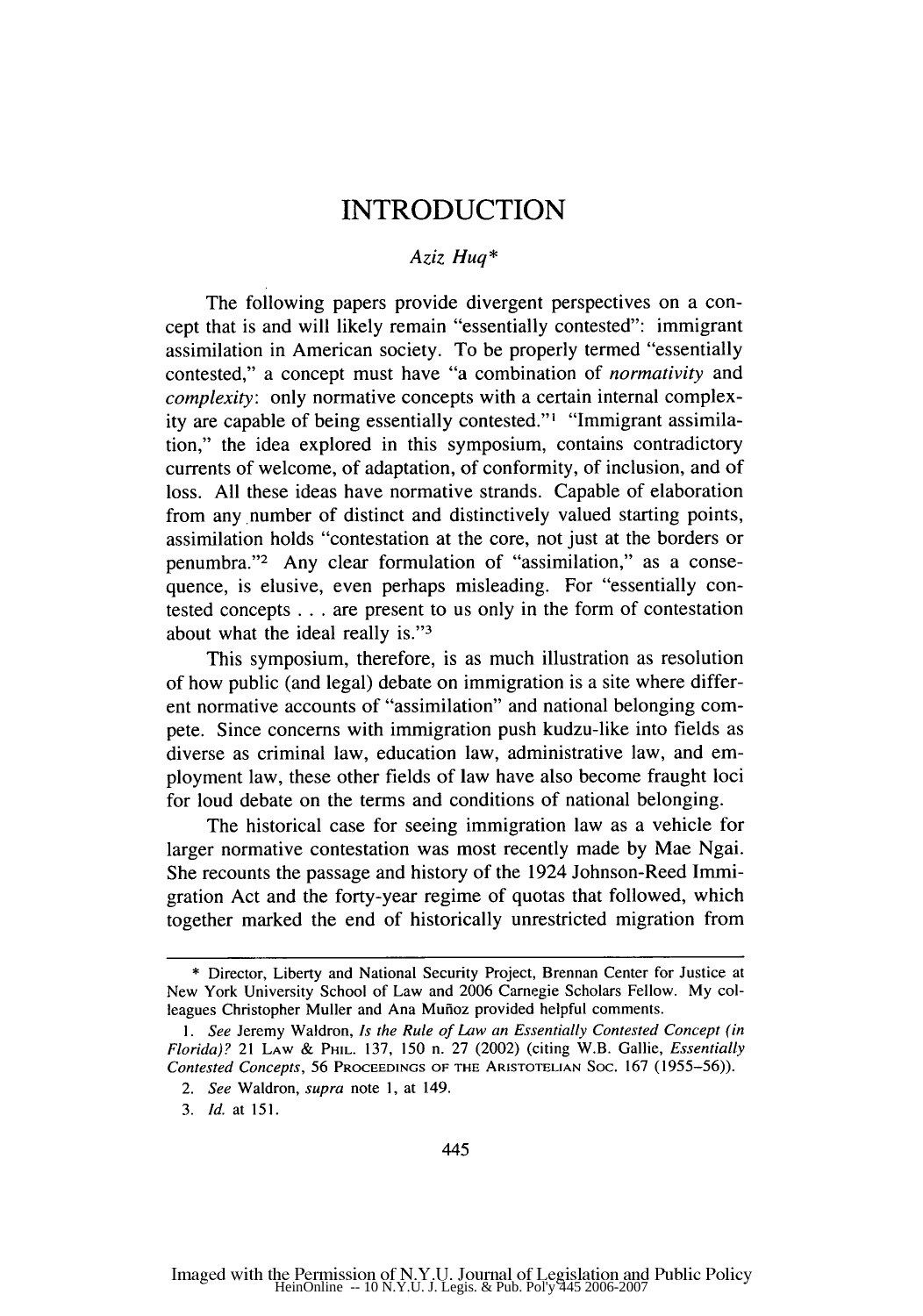# INTRODUCTION

*Aziz Huq\**

The following papers provide divergent perspectives on a concept that is and will likely remain "essentially contested": immigrant assimilation in American society. To be properly termed "essentially contested," a concept must have "a combination of *normativity* and *complexity*: only normative concepts with a certain internal complexity are capable of being essentially contested."[1] "Immigrant assimilation," the idea explored in this symposium, contains contradictory currents of welcome, of adaptation, of conformity, of inclusion, and of loss. All these ideas have normative strands. Capable of elaboration from any number of distinct and distinctively valued starting points, assimilation holds "contestation at the core, not just at the borders or penumbra."[2] Any clear formulation of "assimilation," as a consequence, is elusive, even perhaps misleading. For "essentially contested concepts . . . are present to us only in the form of contestation about what the ideal really is."[3]

This symposium, therefore, is as much illustration as resolution of how public (and legal) debate on immigration is a site where different normative accounts of "assimilation" and national belonging compete. Since concerns with immigration push kudzu-like into fields as diverse as criminal law, education law, administrative law, and employment law, these other fields of law have also become fraught loci for loud debate on the terms and conditions of national belonging.

The historical case for seeing immigration law as a vehicle for larger normative contestation was most recently made by Mae Ngai. She recounts the passage and history of the 1924 Johnson-Reed Immigration Act and the forty-year regime of quotas that followed, which together marked the end of historically unrestricted migration from

---

\* Director, Liberty and National Security Project, Brennan Center for Justice at New York University School of Law and 2006 Carnegie Scholars Fellow. My colleagues Christopher Muller and Ana Muñoz provided helpful comments.

1. *See* Jeremy Waldron, *Is the Rule of Law an Essentially Contested Concept (in Florida)?* 21 LAW & PHIL. 137, 150 n. 27 (2002) (citing W.B. Gallie, *Essentially Contested Concepts*, 56 PROCEEDINGS OF THE ARISTOTELIAN SOC. 167 (1955–56)).

2. *See* Waldron, *supra* note 1, at 149.

3. *Id.* at 151.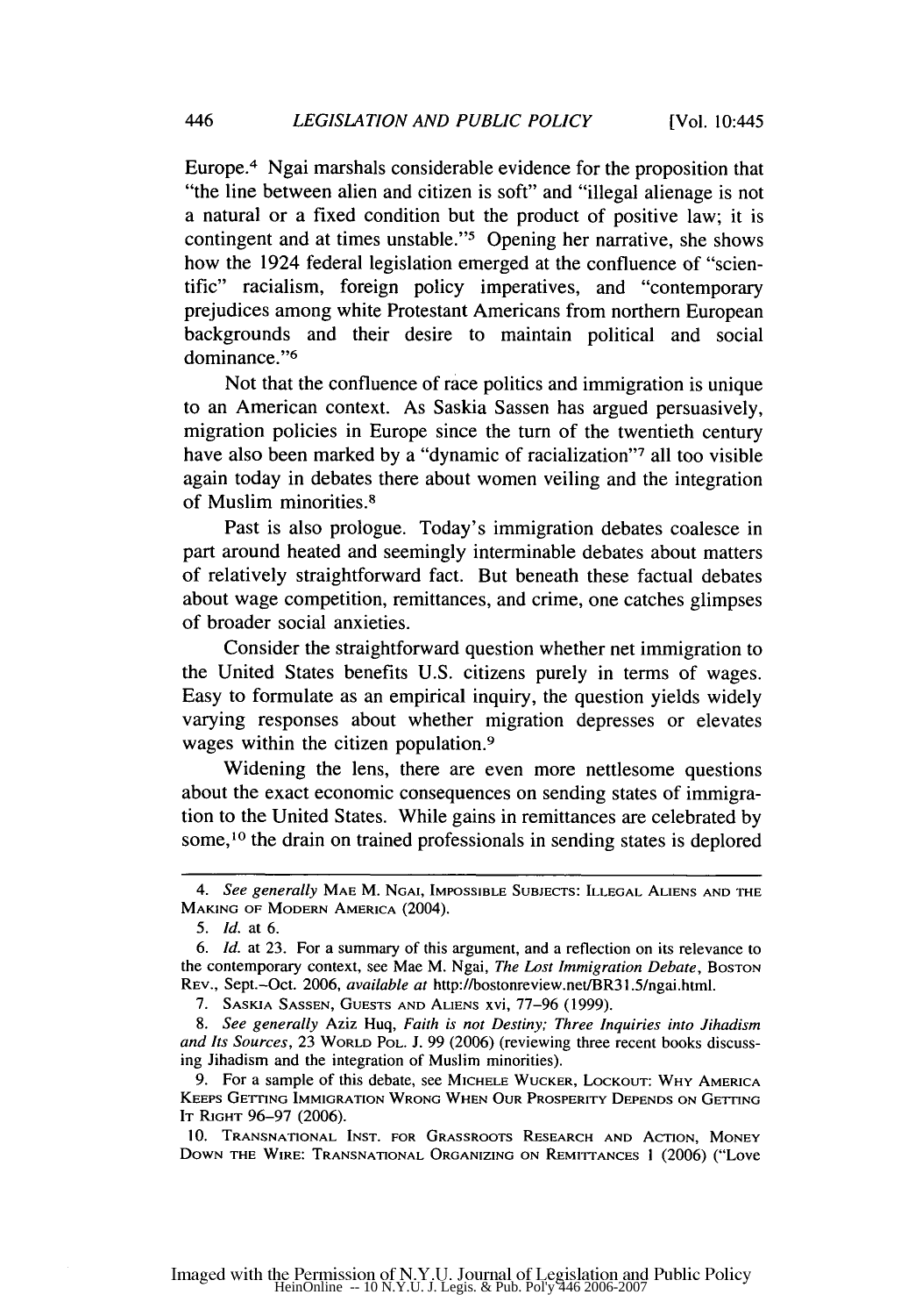Europe.[4] Ngai marshals considerable evidence for the proposition that "the line between alien and citizen is soft" and "illegal alienage is not a natural or a fixed condition but the product of positive law; it is contingent and at times unstable."[5] Opening her narrative, she shows how the 1924 federal legislation emerged at the confluence of "scientific" racialism, foreign policy imperatives, and "contemporary prejudices among white Protestant Americans from northern European backgrounds and their desire to maintain political and social dominance."[6]

Not that the confluence of race politics and immigration is unique to an American context. As Saskia Sassen has argued persuasively, migration policies in Europe since the turn of the twentieth century have also been marked by a "dynamic of racialization"[7] all too visible again today in debates there about women veiling and the integration of Muslim minorities.[8]

Past is also prologue. Today's immigration debates coalesce in part around heated and seemingly interminable debates about matters of relatively straightforward fact. But beneath these factual debates about wage competition, remittances, and crime, one catches glimpses of broader social anxieties.

Consider the straightforward question whether net immigration to the United States benefits U.S. citizens purely in terms of wages. Easy to formulate as an empirical inquiry, the question yields widely varying responses about whether migration depresses or elevates wages within the citizen population.[9]

Widening the lens, there are even more nettlesome questions about the exact economic consequences on sending states of immigration to the United States. While gains in remittances are celebrated by some,[10] the drain on trained professionals in sending states is deplored

---

4. *See generally* MAE M. NGAI, IMPOSSIBLE SUBJECTS: ILLEGAL ALIENS AND THE MAKING OF MODERN AMERICA (2004).

5. *Id.* at 6.

6. *Id.* at 23. For a summary of this argument, and a reflection on its relevance to the contemporary context, see Mae M. Ngai, *The Lost Immigration Debate*, BOSTON REV., Sept.–Oct. 2006, *available at* http://bostonreview.net/BR31.5/ngai.html.

7. SASKIA SASSEN, GUESTS AND ALIENS xvi, 77–96 (1999).

8. *See generally* Aziz Huq, *Faith is not Destiny; Three Inquiries into Jihadism and Its Sources*, 23 WORLD POL. J. 99 (2006) (reviewing three recent books discussing Jihadism and the integration of Muslim minorities).

9. For a sample of this debate, see MICHELE WUCKER, LOCKOUT: WHY AMERICA KEEPS GETTING IMMIGRATION WRONG WHEN OUR PROSPERITY DEPENDS ON GETTING IT RIGHT 96–97 (2006).

10. TRANSNATIONAL INST. FOR GRASSROOTS RESEARCH AND ACTION, MONEY DOWN THE WIRE: TRANSNATIONAL ORGANIZING ON REMITTANCES 1 (2006) ("Love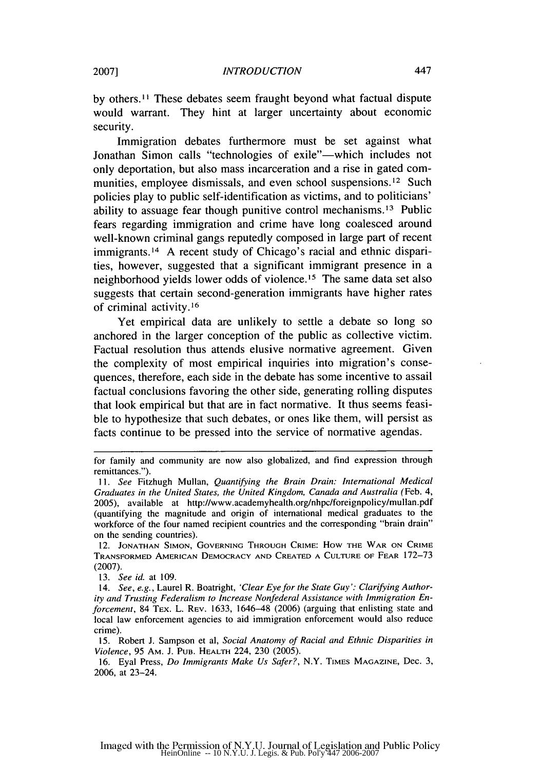by others.[11] These debates seem fraught beyond what factual dispute would warrant. They hint at larger uncertainty about economic security.

Immigration debates furthermore must be set against what Jonathan Simon calls "technologies of exile"—which includes not only deportation, but also mass incarceration and a rise in gated communities, employee dismissals, and even school suspensions.[12] Such policies play to public self-identification as victims, and to politicians' ability to assuage fear though punitive control mechanisms.[13] Public fears regarding immigration and crime have long coalesced around well-known criminal gangs reputedly composed in large part of recent immigrants.[14] A recent study of Chicago's racial and ethnic disparities, however, suggested that a significant immigrant presence in a neighborhood yields lower odds of violence.[15] The same data set also suggests that certain second-generation immigrants have higher rates of criminal activity.[16]

Yet empirical data are unlikely to settle a debate so long so anchored in the larger conception of the public as collective victim. Factual resolution thus attends elusive normative agreement. Given the complexity of most empirical inquiries into migration's consequences, therefore, each side in the debate has some incentive to assail factual conclusions favoring the other side, generating rolling disputes that look empirical but that are in fact normative. It thus seems feasible to hypothesize that such debates, or ones like them, will persist as facts continue to be pressed into the service of normative agendas.

---

for family and community are now also globalized, and find expression through remittances.").

11. *See* Fitzhugh Mullan, *Quantifying the Brain Drain: International Medical Graduates in the United States, the United Kingdom, Canada and Australia* (Feb. 4, 2005), available at http://www.academyhealth.org/nhpc/foreignpolicy/mullan.pdf (quantifying the magnitude and origin of international medical graduates to the workforce of the four named recipient countries and the corresponding "brain drain" on the sending countries).

12. JONATHAN SIMON, GOVERNING THROUGH CRIME: HOW THE WAR ON CRIME TRANSFORMED AMERICAN DEMOCRACY AND CREATED A CULTURE OF FEAR 172–73 (2007).

13. *See id.* at 109.

14. *See, e.g.*, Laurel R. Boatright, *'Clear Eye for the State Guy': Clarifying Authority and Trusting Federalism to Increase Nonfederal Assistance with Immigration Enforcement*, 84 TEX. L. REV. 1633, 1646–48 (2006) (arguing that enlisting state and local law enforcement agencies to aid immigration enforcement would also reduce crime).

15. Robert J. Sampson et al, *Social Anatomy of Racial and Ethnic Disparities in Violence*, 95 AM. J. PUB. HEALTH 224, 230 (2005).

16. Eyal Press, *Do Immigrants Make Us Safer?*, N.Y. TIMES MAGAZINE, Dec. 3, 2006, at 23–24.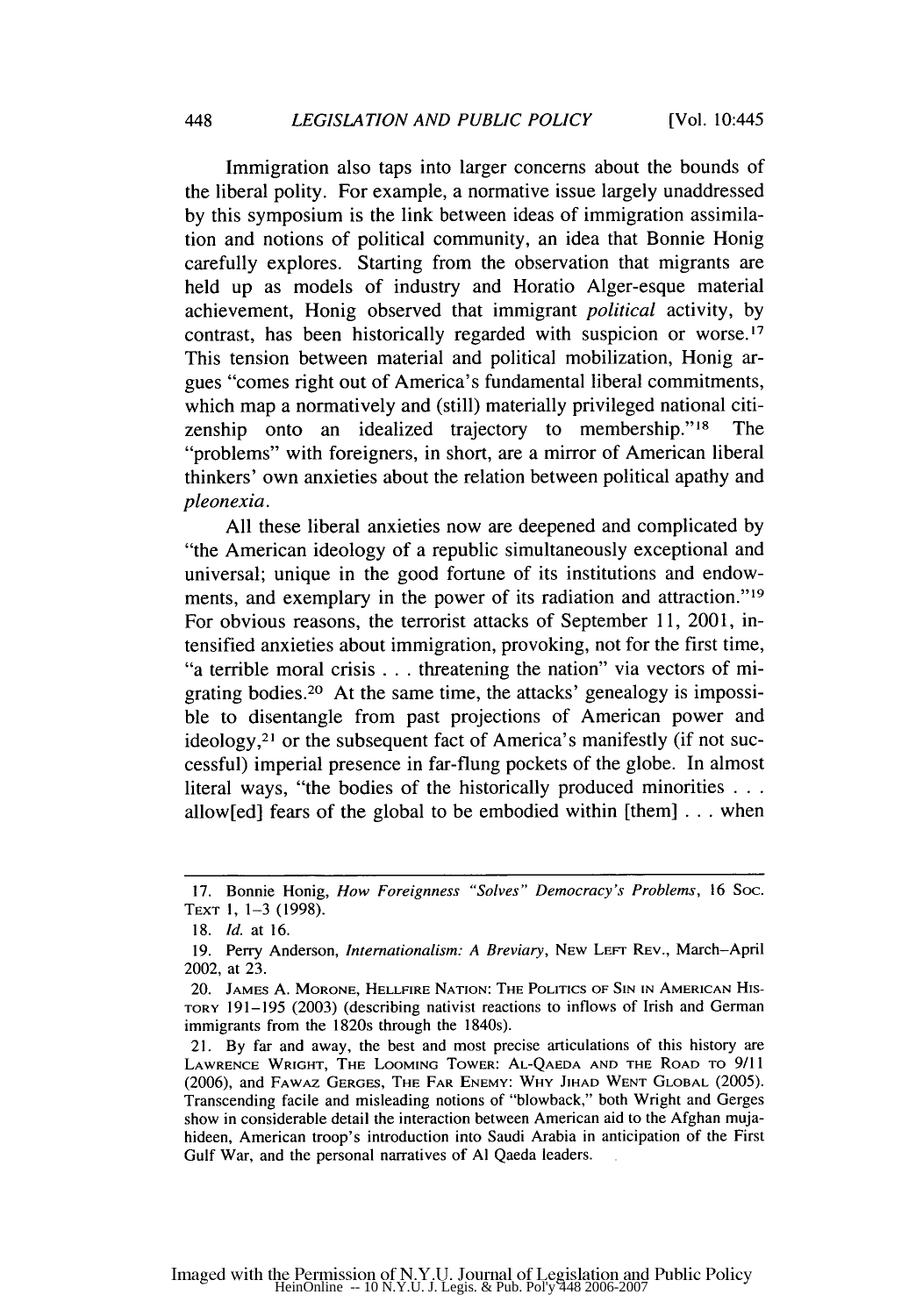Immigration also taps into larger concerns about the bounds of the liberal polity. For example, a normative issue largely unaddressed by this symposium is the link between ideas of immigration assimilation and notions of political community, an idea that Bonnie Honig carefully explores. Starting from the observation that migrants are held up as models of industry and Horatio Alger-esque material achievement, Honig observed that immigrant *political* activity, by contrast, has been historically regarded with suspicion or worse.[17] This tension between material and political mobilization, Honig argues "comes right out of America's fundamental liberal commitments, which map a normatively and (still) materially privileged national citizenship onto an idealized trajectory to membership."[18] The "problems" with foreigners, in short, are a mirror of American liberal thinkers' own anxieties about the relation between political apathy and *pleonexia*.

All these liberal anxieties now are deepened and complicated by "the American ideology of a republic simultaneously exceptional and universal; unique in the good fortune of its institutions and endowments, and exemplary in the power of its radiation and attraction."[19] For obvious reasons, the terrorist attacks of September 11, 2001, intensified anxieties about immigration, provoking, not for the first time, "a terrible moral crisis . . . threatening the nation" via vectors of migrating bodies.[20] At the same time, the attacks' genealogy is impossible to disentangle from past projections of American power and ideology,[21] or the subsequent fact of America's manifestly (if not successful) imperial presence in far-flung pockets of the globe. In almost literal ways, "the bodies of the historically produced minorities . . . allow[ed] fears of the global to be embodied within [them] . . . when

---

17. Bonnie Honig, *How Foreignness "Solves" Democracy's Problems*, 16 Soc. Text 1, 1–3 (1998).

18. *Id.* at 16.

19. Perry Anderson, *Internationalism: A Breviary*, New Left Rev., March–April 2002, at 23.

20. James A. Morone, Hellfire Nation: The Politics of Sin in American History 191–195 (2003) (describing nativist reactions to inflows of Irish and German immigrants from the 1820s through the 1840s).

21. By far and away, the best and most precise articulations of this history are Lawrence Wright, The Looming Tower: Al-Qaeda and the Road to 9/11 (2006), and Fawaz Gerges, The Far Enemy: Why Jihad Went Global (2005). Transcending facile and misleading notions of "blowback," both Wright and Gerges show in considerable detail the interaction between American aid to the Afghan mujahideen, American troop's introduction into Saudi Arabia in anticipation of the First Gulf War, and the personal narratives of Al Qaeda leaders.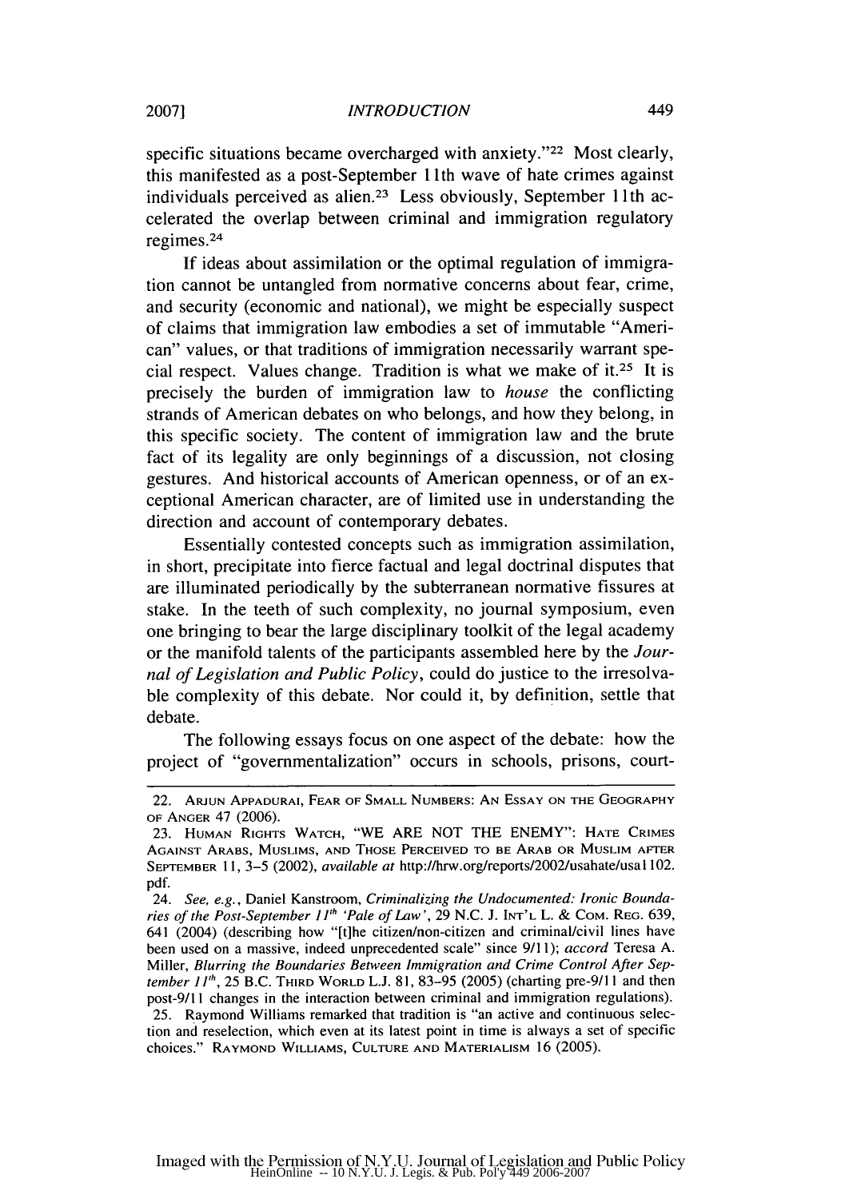specific situations became overcharged with anxiety."[22] Most clearly, this manifested as a post-September 11th wave of hate crimes against individuals perceived as alien.[23] Less obviously, September 11th accelerated the overlap between criminal and immigration regulatory regimes.[24]

If ideas about assimilation or the optimal regulation of immigration cannot be untangled from normative concerns about fear, crime, and security (economic and national), we might be especially suspect of claims that immigration law embodies a set of immutable "American" values, or that traditions of immigration necessarily warrant special respect. Values change. Tradition is what we make of it.[25] It is precisely the burden of immigration law to *house* the conflicting strands of American debates on who belongs, and how they belong, in this specific society. The content of immigration law and the brute fact of its legality are only beginnings of a discussion, not closing gestures. And historical accounts of American openness, or of an exceptional American character, are of limited use in understanding the direction and account of contemporary debates.

Essentially contested concepts such as immigration assimilation, in short, precipitate into fierce factual and legal doctrinal disputes that are illuminated periodically by the subterranean normative fissures at stake. In the teeth of such complexity, no journal symposium, even one bringing to bear the large disciplinary toolkit of the legal academy or the manifold talents of the participants assembled here by the *Journal of Legislation and Public Policy*, could do justice to the irresolvable complexity of this debate. Nor could it, by definition, settle that debate.

The following essays focus on one aspect of the debate: how the project of "governmentalization" occurs in schools, prisons, court-

---

22. ARJUN APPADURAI, FEAR OF SMALL NUMBERS: AN ESSAY ON THE GEOGRAPHY OF ANGER 47 (2006).

23. HUMAN RIGHTS WATCH, "WE ARE NOT THE ENEMY": HATE CRIMES AGAINST ARABS, MUSLIMS, AND THOSE PERCEIVED TO BE ARAB OR MUSLIM AFTER SEPTEMBER 11, 3–5 (2002), *available at* http://hrw.org/reports/2002/usahate/usa1102.pdf.

24. *See, e.g.*, Daniel Kanstroom, *Criminalizing the Undocumented: Ironic Boundaries of the Post-September 11th 'Pale of Law'*, 29 N.C. J. INT'L L. & COM. REG. 639, 641 (2004) (describing how "[t]he citizen/non-citizen and criminal/civil lines have been used on a massive, indeed unprecedented scale" since 9/11); *accord* Teresa A. Miller, *Blurring the Boundaries Between Immigration and Crime Control After September 11th*, 25 B.C. THIRD WORLD L.J. 81, 83–95 (2005) (charting pre-9/11 and then post-9/11 changes in the interaction between criminal and immigration regulations).

25. Raymond Williams remarked that tradition is "an active and continuous selection and reselection, which even at its latest point in time is always a set of specific choices." RAYMOND WILLIAMS, CULTURE AND MATERIALISM 16 (2005).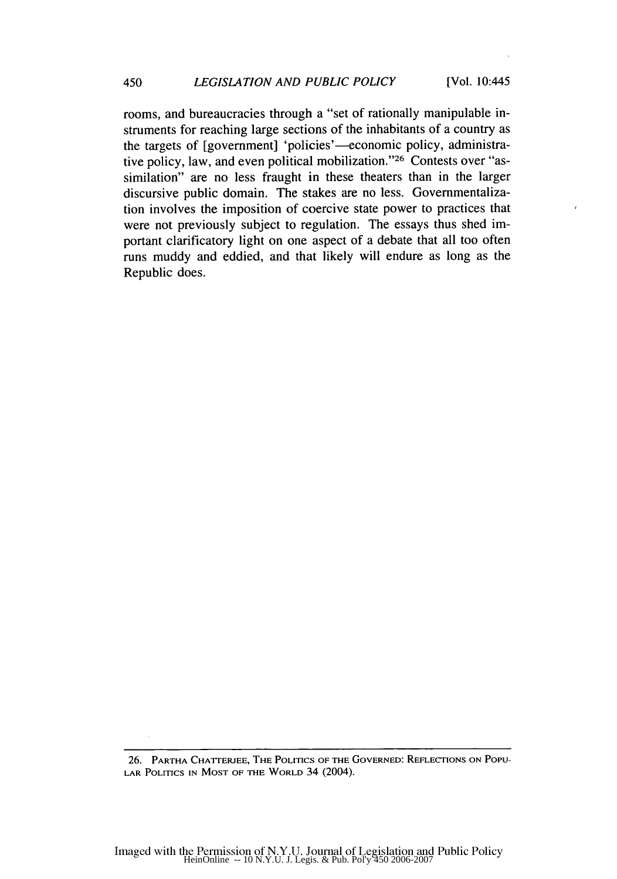rooms, and bureaucracies through a "set of rationally manipulable instruments for reaching large sections of the inhabitants of a country as the targets of [government] 'policies'—economic policy, administrative policy, law, and even political mobilization."[26] Contests over "assimilation" are no less fraught in these theaters than in the larger discursive public domain. The stakes are no less. Governmentalization involves the imposition of coercive state power to practices that were not previously subject to regulation. The essays thus shed important clarificatory light on one aspect of a debate that all too often runs muddy and eddied, and that likely will endure as long as the Republic does.

---

26. PARTHA CHATTERJEE, THE POLITICS OF THE GOVERNED: REFLECTIONS ON POPULAR POLITICS IN MOST OF THE WORLD 34 (2004).